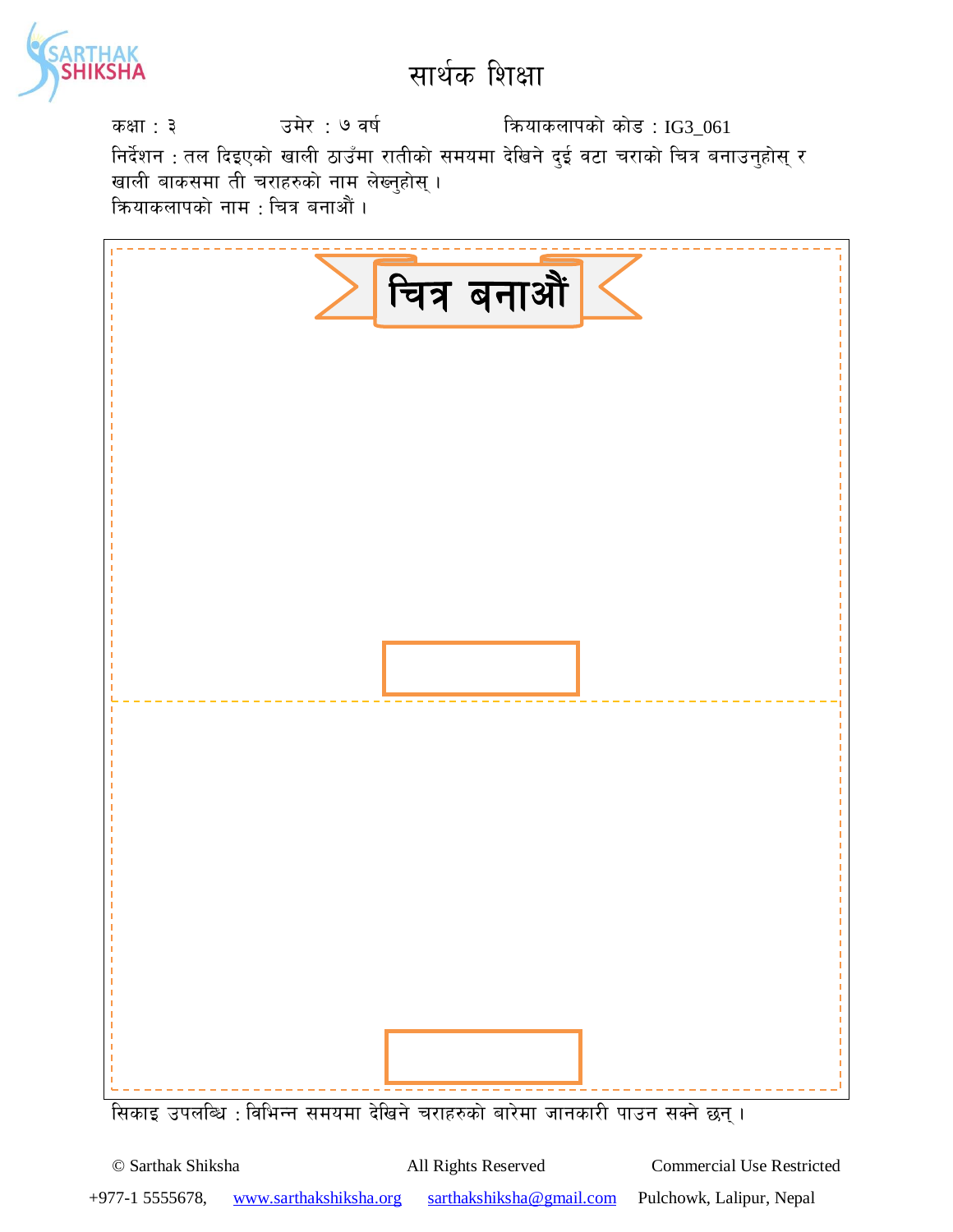# सार्थक शिक्षा

कक्षा : ३　　　　　उमेर : ७ वर्ष　　　　　क्रियाकलापको कोड : IG3_061

निर्देशन : तल दिइएको खाली ठाउँमा रातीको समयमा देखिने दुई वटा चराको चित्र बनाउनुहोस् र खाली बाकसमा ती चराहरुको नाम लेख्नुहोस् ।

क्रियाकलापको नाम : चित्र बनाऔं ।

## चित्र बनाऔं

सिकाइ उपलब्धि : विभिन्न समयमा देखिने चराहरुको बारेमा जानकारी पाउन सक्ने छन् ।

© Sarthak Shiksha　　All Rights Reserved　　Commercial Use Restricted

+977-1 5555678,　www.sarthakshiksha.org　sarthakshiksha@gmail.com　Pulchowk, Lalipur, Nepal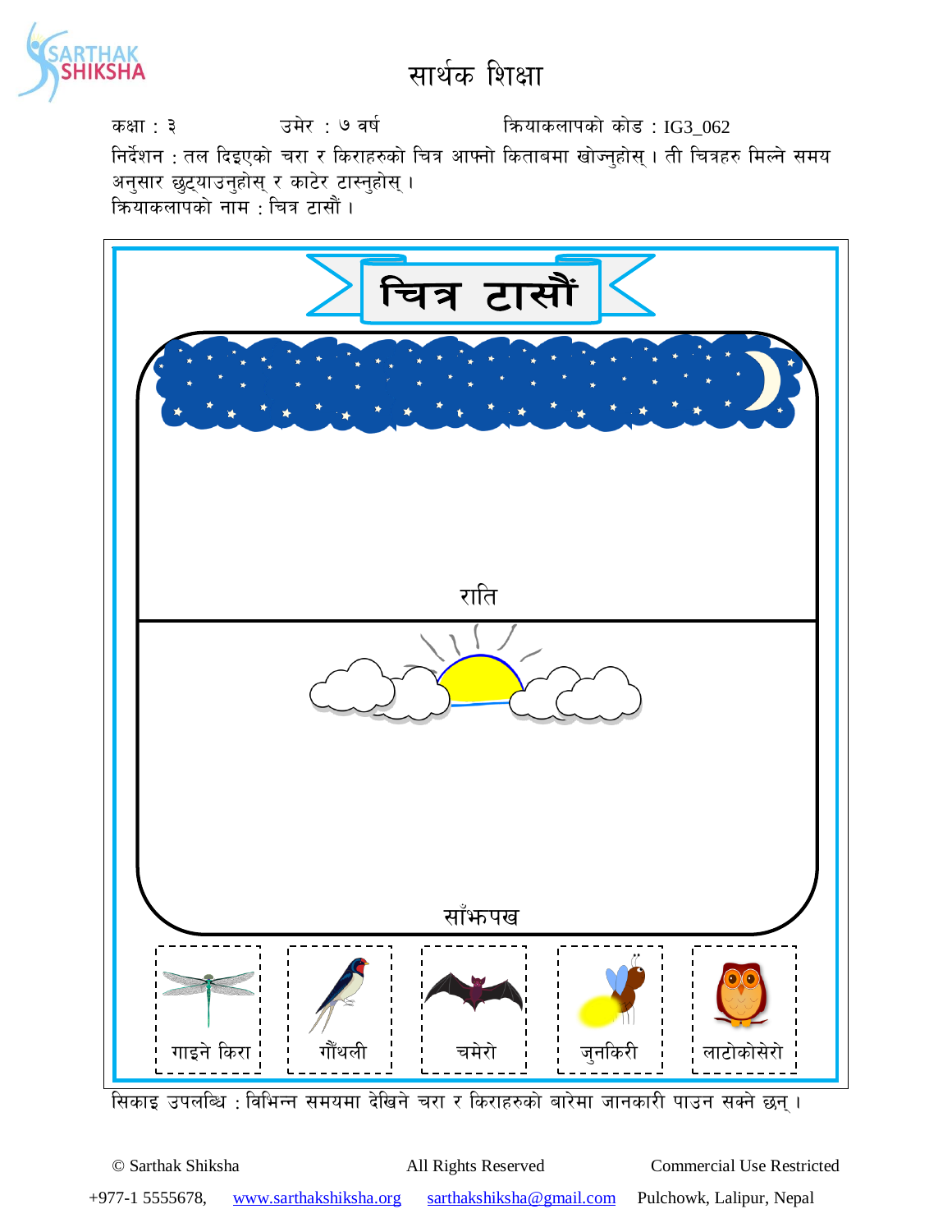# सार्थक शिक्षा

कक्षा : ३ उमेर : ७ वर्ष क्रियाकलापको कोड : IG3_062

निर्देशन : तल दिइएको चरा र किराहरुको चित्र आफ्नो किताबमा खोज्नुहोस् । ती चित्रहरु मिल्ने समय अनुसार छुट्याउनुहोस् र काटेर टास्नुहोस् ।

क्रियाकलापको नाम : चित्र टासौं ।

## चित्र टासौं

राति

साँझपख

गाइने किरा | गौंथली | चमेरो | जुनकिरी | लाटोकोसेरो

सिकाइ उपलब्धि : विभिन्न समयमा देखिने चरा र किराहरुको बारेमा जानकारी पाउन सक्ने छन् ।

© Sarthak Shiksha All Rights Reserved Commercial Use Restricted

+977-1 5555678, www.sarthakshiksha.org sarthakshiksha@gmail.com Pulchowk, Lalipur, Nepal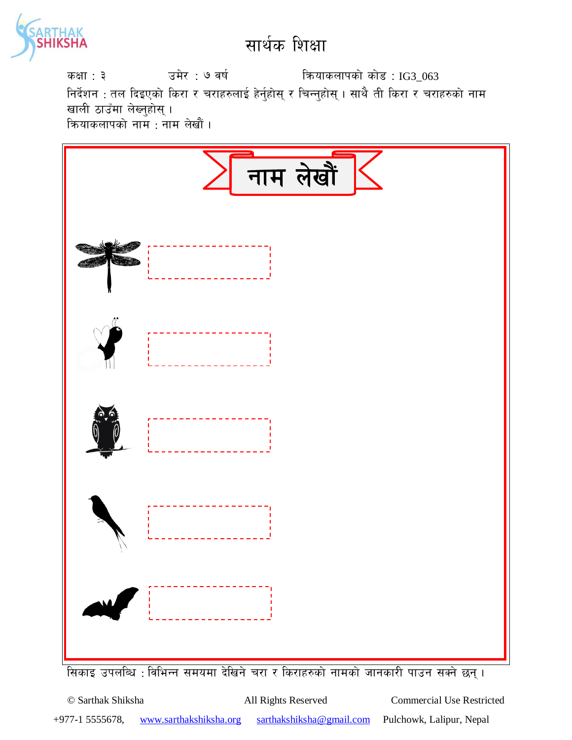# सार्थक शिक्षा

कक्षा : ३ उमेर : ७ वर्ष क्रियाकलापको कोड : IG3_063

निर्देशन : तल दिइएको किरा र चराहरुलाई हेर्नुहोस् र चिन्नुहोस् । साथै ती किरा र चराहरुको नाम खाली ठाउँमा लेख्नुहोस् ।

क्रियाकलापको नाम : नाम लेखौं ।

## नाम लेखौं

सिकाइ उपलब्धि : विभिन्न समयमा देखिने चरा र किराहरुको नामको जानकारी पाउन सक्ने छन् ।

© Sarthak Shiksha All Rights Reserved Commercial Use Restricted

+977-1 5555678, www.sarthakshiksha.org sarthakshiksha@gmail.com Pulchowk, Lalipur, Nepal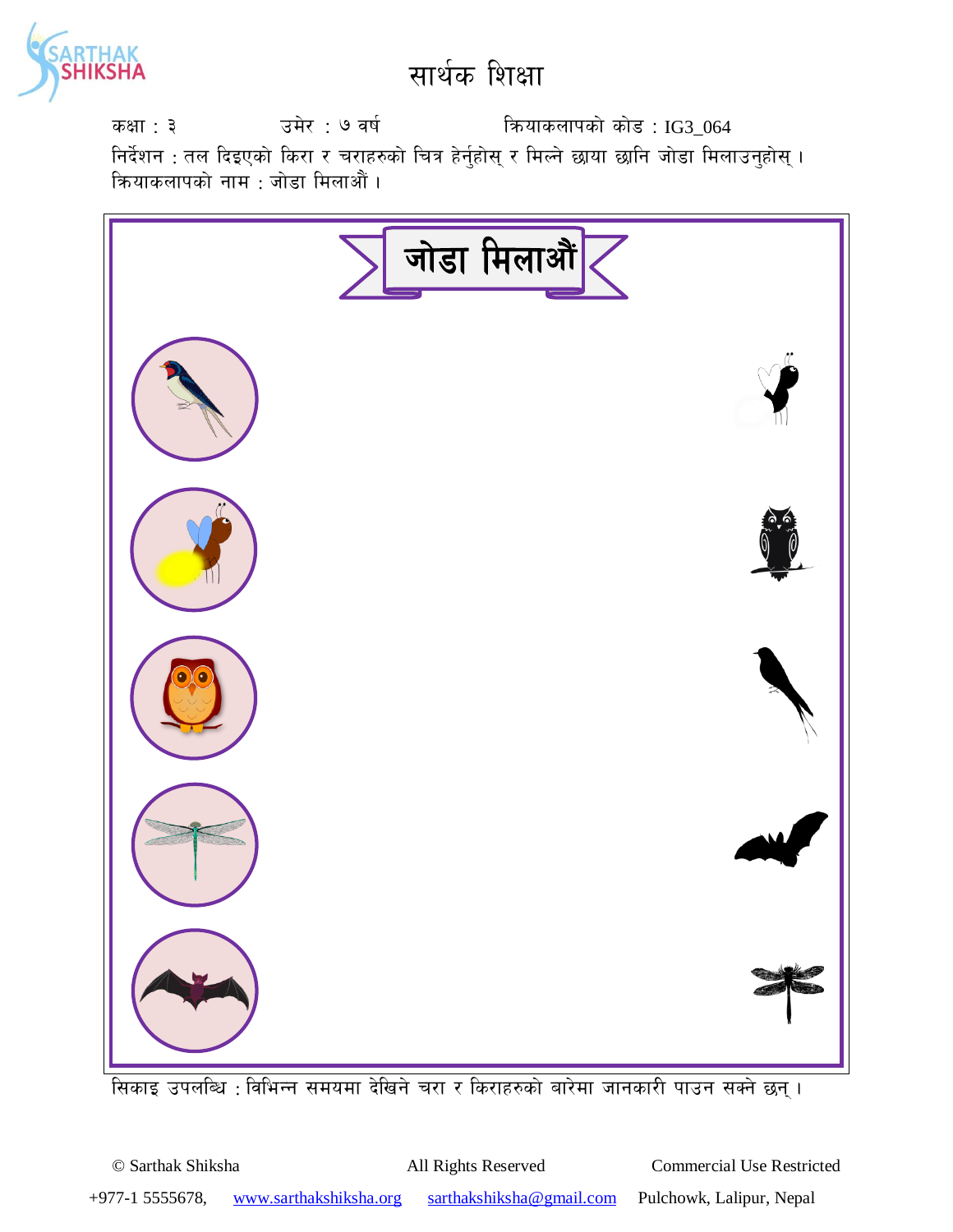# सार्थक शिक्षा

कक्षा : ३ उमेर : ७ वर्ष क्रियाकलापको कोड : IG3_064

निर्देशन : तल दिइएको किरा र चराहरुको चित्र हेर्नुहोस् र मिल्ने छाया छानि जोडा मिलाउनुहोस् ।

क्रियाकलापको नाम : जोडा मिलाऔं ।

## जोडा मिलाऔं

सिकाइ उपलब्धि : विभिन्न समयमा देखिने चरा र किराहरुको बारेमा जानकारी पाउन सक्ने छन् ।

© Sarthak Shiksha All Rights Reserved Commercial Use Restricted

+977-1 5555678, www.sarthakshiksha.org sarthakshiksha@gmail.com Pulchowk, Lalipur, Nepal